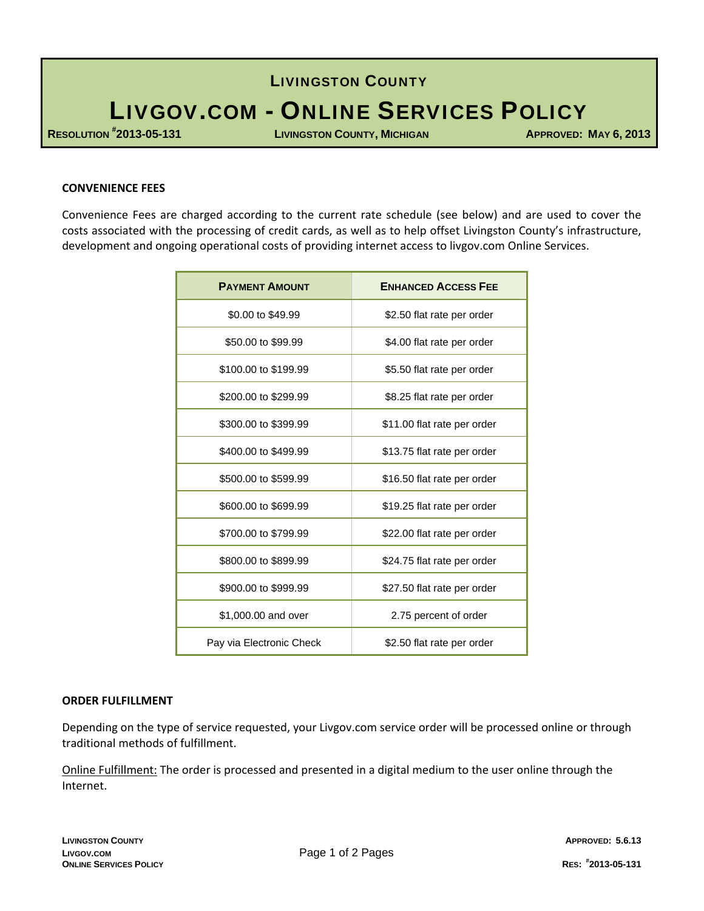# LIVINGSTON COUNTY

# LIVGOV.COM - ONLINE SERVICES POLICY

**RESOLUTION #2013-05-131** | **LIVINGSTON COUNTY, MICHIGAN** | **APPROVED: MAY 6, 2013**

## CONVENIENCE FEES

Convenience Fees are charged according to the current rate schedule (see below) and are used to cover the costs associated with the processing of credit cards, as well as to help offset Livingston County's infrastructure, development and ongoing operational costs of providing internet access to livgov.com Online Services.

| PAYMENT AMOUNT | ENHANCED ACCESS FEE |
|---|---|
| $0.00 to $49.99 | $2.50 flat rate per order |
| $50.00 to $99.99 | $4.00 flat rate per order |
| $100.00 to $199.99 | $5.50 flat rate per order |
| $200.00 to $299.99 | $8.25 flat rate per order |
| $300.00 to $399.99 | $11.00 flat rate per order |
| $400.00 to $499.99 | $13.75 flat rate per order |
| $500.00 to $599.99 | $16.50 flat rate per order |
| $600.00 to $699.99 | $19.25 flat rate per order |
| $700.00 to $799.99 | $22.00 flat rate per order |
| $800.00 to $899.99 | $24.75 flat rate per order |
| $900.00 to $999.99 | $27.50 flat rate per order |
| $1,000.00 and over | 2.75 percent of order |
| Pay via Electronic Check | $2.50 flat rate per order |

## ORDER FULFILLMENT

Depending on the type of service requested, your Livgov.com service order will be processed online or through traditional methods of fulfillment.

Online Fulfillment: The order is processed and presented in a digital medium to the user online through the Internet.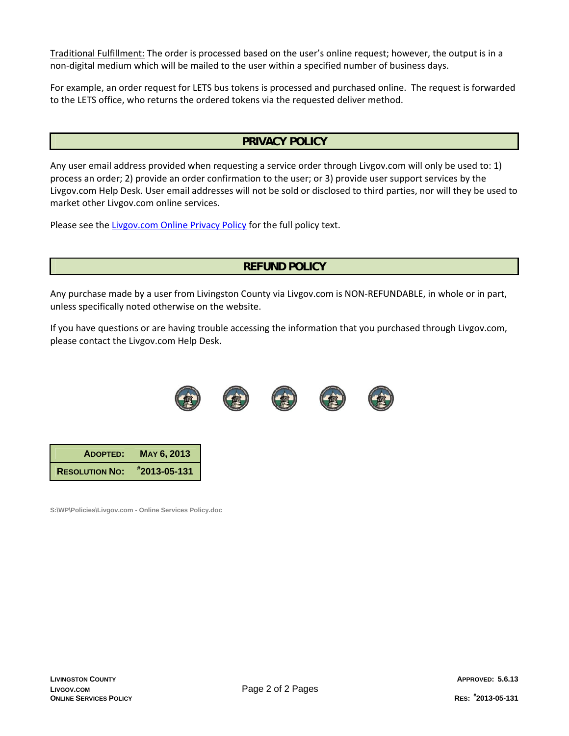Traditional Fulfillment: The order is processed based on the user's online request; however, the output is in a non-digital medium which will be mailed to the user within a specified number of business days.

For example, an order request for LETS bus tokens is processed and purchased online. The request is forwarded to the LETS office, who returns the ordered tokens via the requested deliver method.

## PRIVACY POLICY

Any user email address provided when requesting a service order through Livgov.com will only be used to: 1) process an order; 2) provide an order confirmation to the user; or 3) provide user support services by the Livgov.com Help Desk. User email addresses will not be sold or disclosed to third parties, nor will they be used to market other Livgov.com online services.

Please see the Livgov.com Online Privacy Policy for the full policy text.

## REFUND POLICY

Any purchase made by a user from Livingston County via Livgov.com is NON-REFUNDABLE, in whole or in part, unless specifically noted otherwise on the website.

If you have questions or are having trouble accessing the information that you purchased through Livgov.com, please contact the Livgov.com Help Desk.

| | |
|---|---|
| **ADOPTED:** | **MAY 6, 2013** |
| **RESOLUTION NO:** | **#2013-05-131** |

S:\WP\Policies\Livgov.com - Online Services Policy.doc